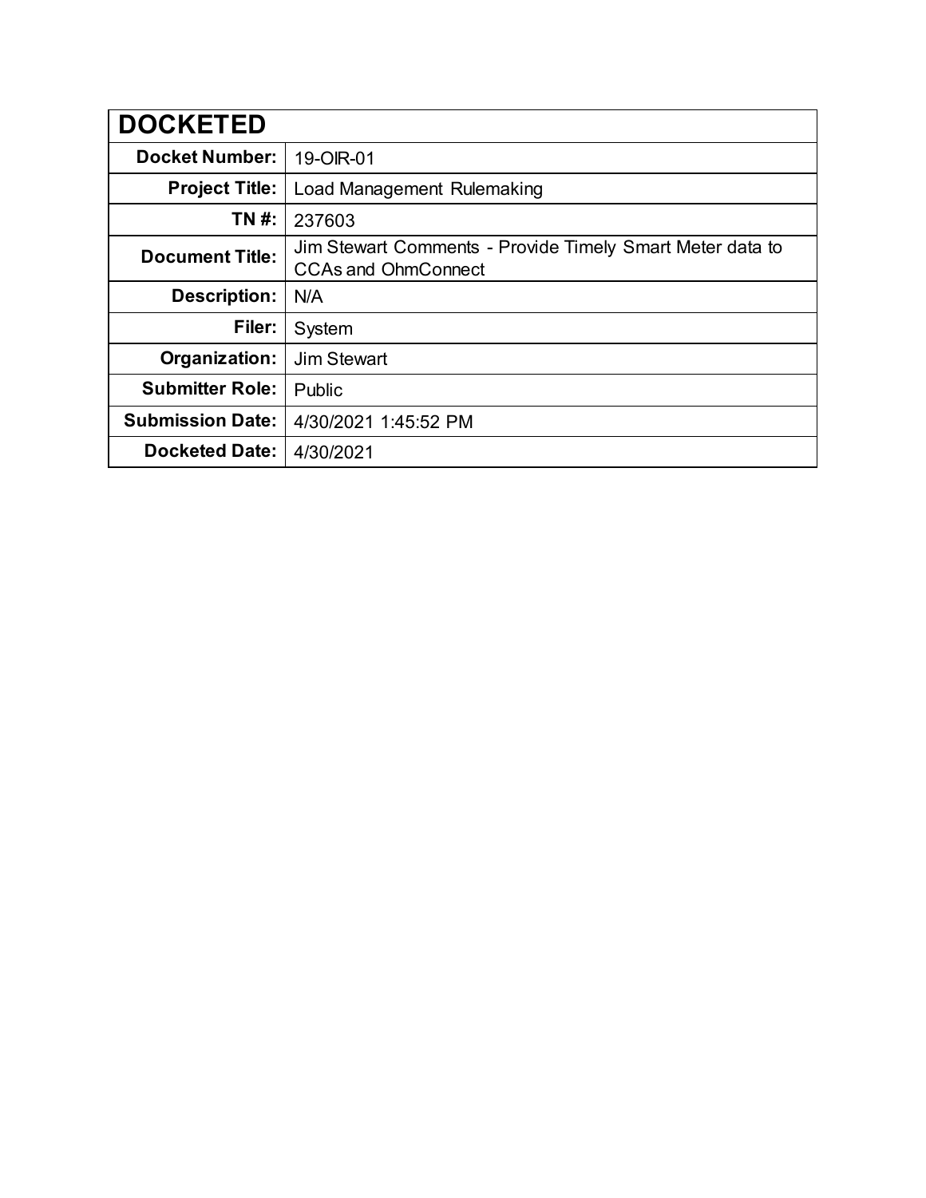| DOCKETED | |
|---|---|
| **Docket Number:** | 19-OIR-01 |
| **Project Title:** | Load Management Rulemaking |
| **TN #:** | 237603 |
| **Document Title:** | Jim Stewart Comments - Provide Timely Smart Meter data to CCAs and OhmConnect |
| **Description:** | N/A |
| **Filer:** | System |
| **Organization:** | Jim Stewart |
| **Submitter Role:** | Public |
| **Submission Date:** | 4/30/2021 1:45:52 PM |
| **Docketed Date:** | 4/30/2021 |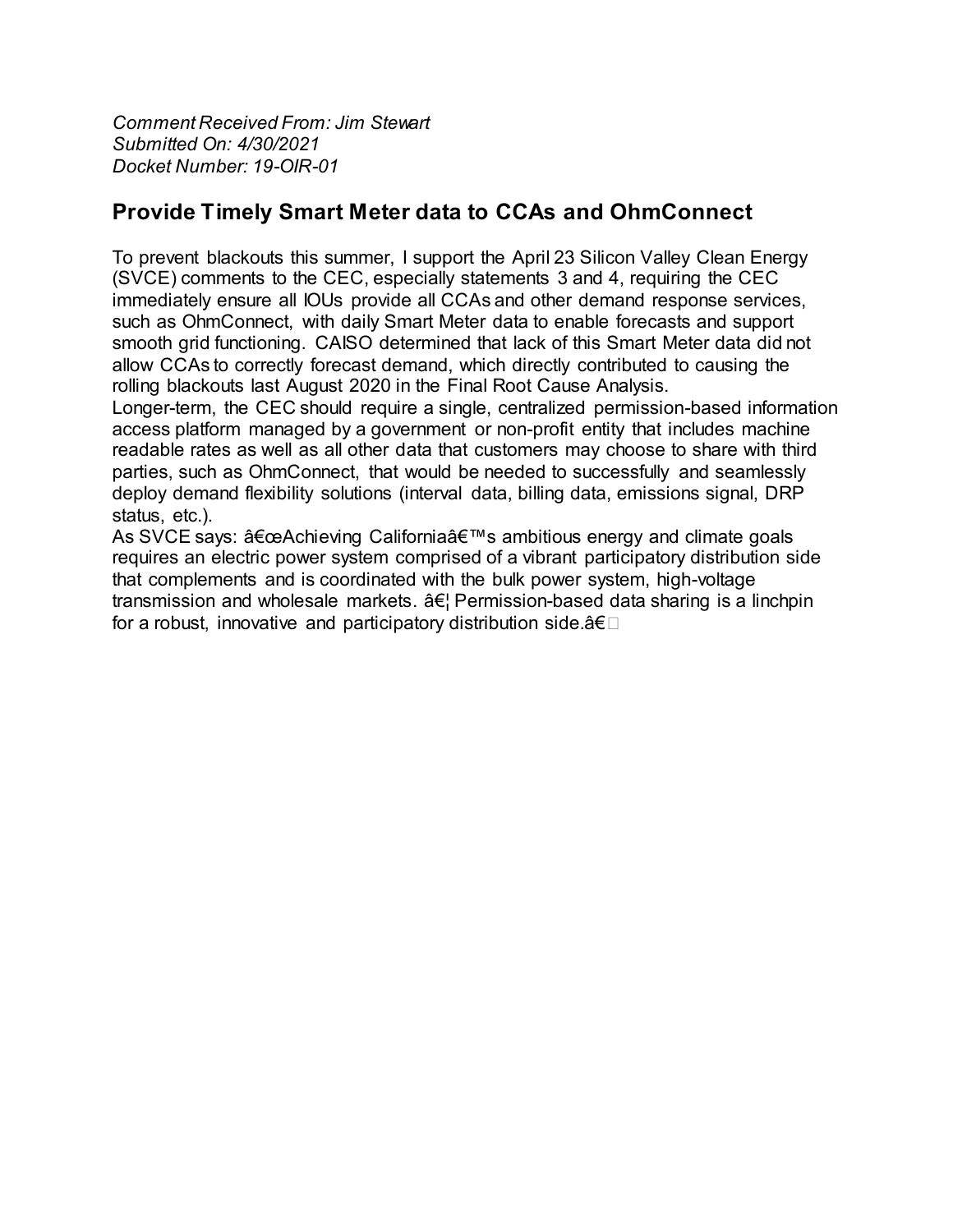*Comment Received From: Jim Stewart*
*Submitted On: 4/30/2021*
*Docket Number: 19-OIR-01*

## Provide Timely Smart Meter data to CCAs and OhmConnect

To prevent blackouts this summer, I support the April 23 Silicon Valley Clean Energy (SVCE) comments to the CEC, especially statements 3 and 4, requiring the CEC immediately ensure all IOUs provide all CCAs and other demand response services, such as OhmConnect, with daily Smart Meter data to enable forecasts and support smooth grid functioning. CAISO determined that lack of this Smart Meter data did not allow CCAs to correctly forecast demand, which directly contributed to causing the rolling blackouts last August 2020 in the Final Root Cause Analysis.
Longer-term, the CEC should require a single, centralized permission-based information access platform managed by a government or non-profit entity that includes machine readable rates as well as all other data that customers may choose to share with third parties, such as OhmConnect, that would be needed to successfully and seamlessly deploy demand flexibility solutions (interval data, billing data, emissions signal, DRP status, etc.).
As SVCE says: â€œAchieving Californiaâ€™s ambitious energy and climate goals requires an electric power system comprised of a vibrant participatory distribution side that complements and is coordinated with the bulk power system, high-voltage transmission and wholesale markets. â€¦ Permission-based data sharing is a linchpin for a robust, innovative and participatory distribution side.â€